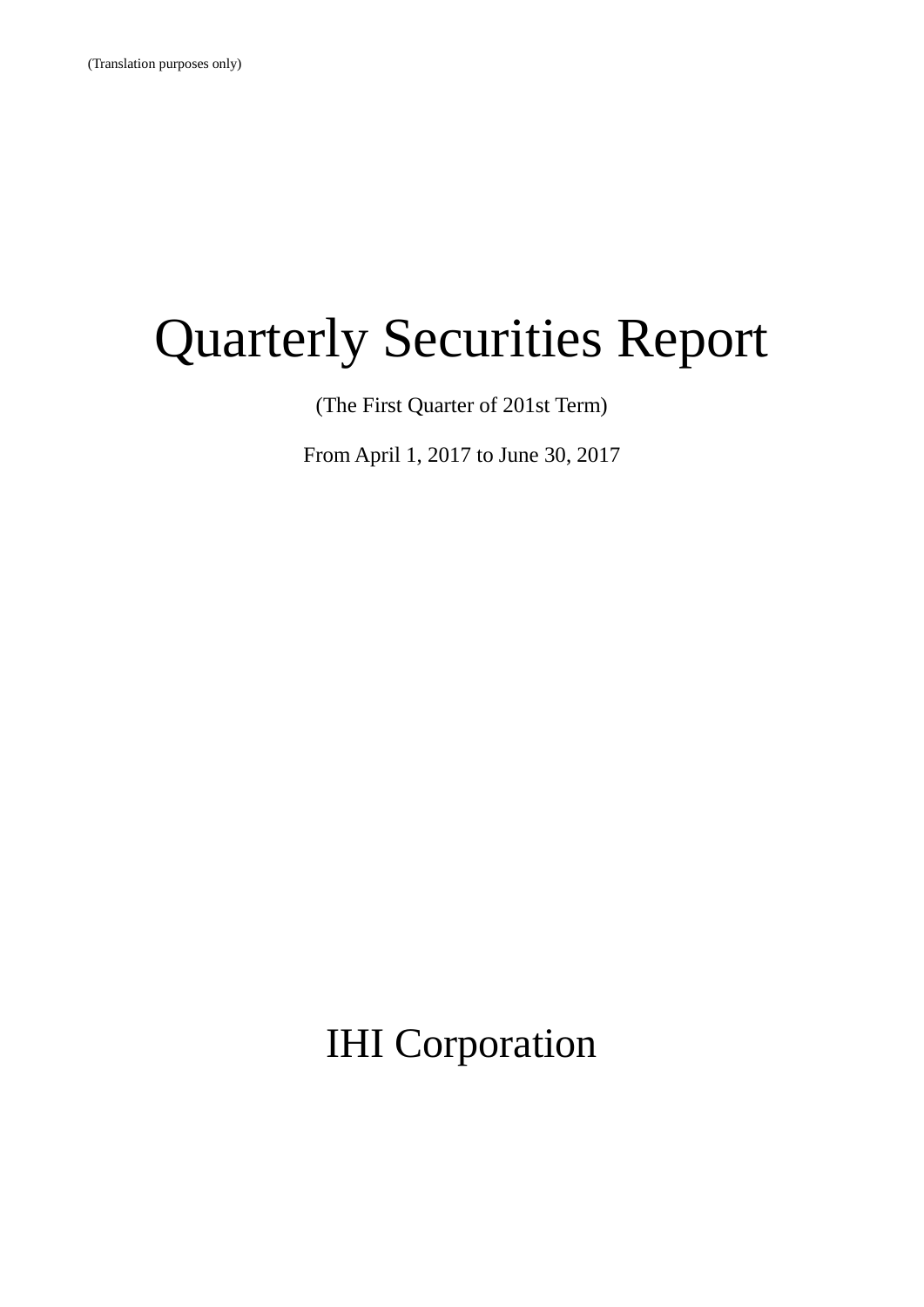(Translation purposes only)

# Quarterly Securities Report

(The First Quarter of 201st Term)

From April 1, 2017 to June 30, 2017

## IHI Corporation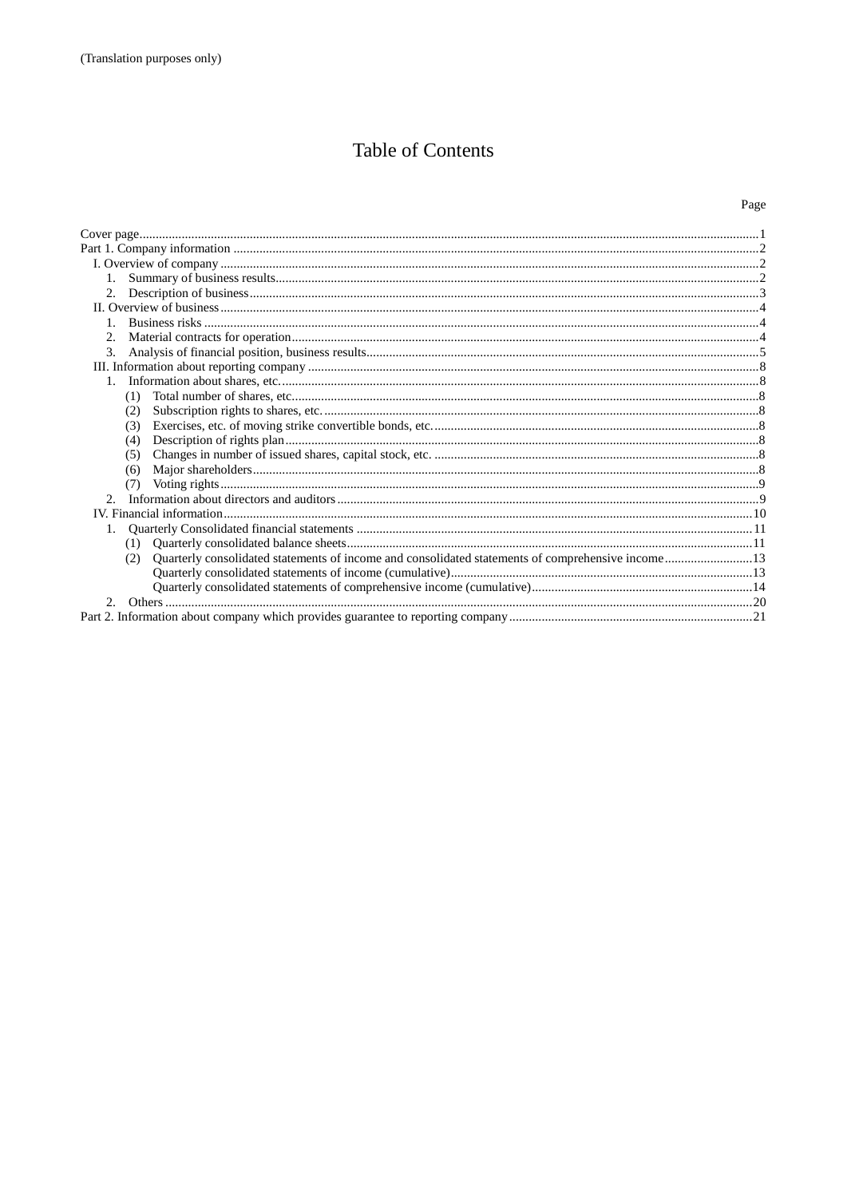(Translation purposes only)

# Table of Contents

| | Page |
|---|---|
| Cover page | 1 |
| Part 1. Company information | 2 |
| I. Overview of company | 2 |
| 1. Summary of business results | 2 |
| 2. Description of business | 3 |
| II. Overview of business | 4 |
| 1. Business risks | 4 |
| 2. Material contracts for operation | 4 |
| 3. Analysis of financial position, business results | 5 |
| III. Information about reporting company | 8 |
| 1. Information about shares, etc. | 8 |
| (1) Total number of shares, etc. | 8 |
| (2) Subscription rights to shares, etc. | 8 |
| (3) Exercises, etc. of moving strike convertible bonds, etc. | 8 |
| (4) Description of rights plan | 8 |
| (5) Changes in number of issued shares, capital stock, etc. | 8 |
| (6) Major shareholders | 8 |
| (7) Voting rights | 9 |
| 2. Information about directors and auditors | 9 |
| IV. Financial information | 10 |
| 1. Quarterly Consolidated financial statements | 11 |
| (1) Quarterly consolidated balance sheets | 11 |
| (2) Quarterly consolidated statements of income and consolidated statements of comprehensive income | 13 |
| Quarterly consolidated statements of income (cumulative) | 13 |
| Quarterly consolidated statements of comprehensive income (cumulative) | 14 |
| 2. Others | 20 |
| Part 2. Information about company which provides guarantee to reporting company | 21 |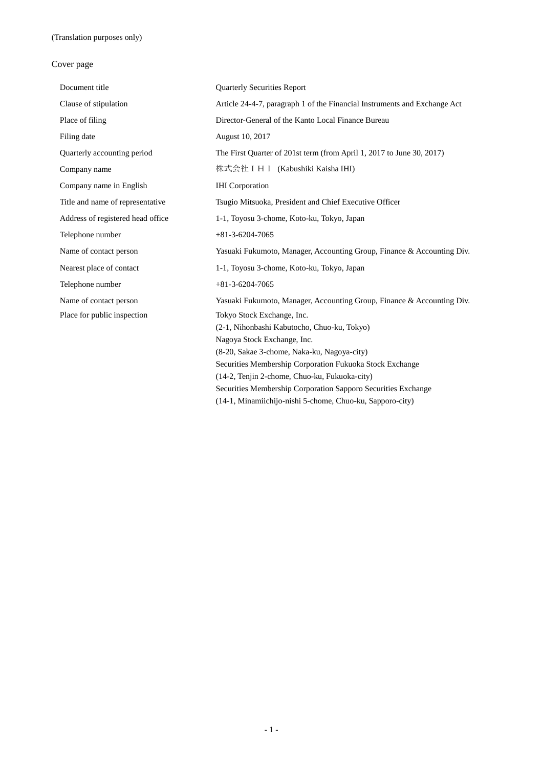(Translation purposes only)

Cover page

| | |
|---|---|
| Document title | Quarterly Securities Report |
| Clause of stipulation | Article 24-4-7, paragraph 1 of the Financial Instruments and Exchange Act |
| Place of filing | Director-General of the Kanto Local Finance Bureau |
| Filing date | August 10, 2017 |
| Quarterly accounting period | The First Quarter of 201st term (from April 1, 2017 to June 30, 2017) |
| Company name | 株式会社ＩＨＩ (Kabushiki Kaisha IHI) |
| Company name in English | IHI Corporation |
| Title and name of representative | Tsugio Mitsuoka, President and Chief Executive Officer |
| Address of registered head office | 1-1, Toyosu 3-chome, Koto-ku, Tokyo, Japan |
| Telephone number | +81-3-6204-7065 |
| Name of contact person | Yasuaki Fukumoto, Manager, Accounting Group, Finance & Accounting Div. |
| Nearest place of contact | 1-1, Toyosu 3-chome, Koto-ku, Tokyo, Japan |
| Telephone number | +81-3-6204-7065 |
| Name of contact person | Yasuaki Fukumoto, Manager, Accounting Group, Finance & Accounting Div. |
| Place for public inspection | Tokyo Stock Exchange, Inc.<br>(2-1, Nihonbashi Kabutocho, Chuo-ku, Tokyo)<br>Nagoya Stock Exchange, Inc.<br>(8-20, Sakae 3-chome, Naka-ku, Nagoya-city)<br>Securities Membership Corporation Fukuoka Stock Exchange<br>(14-2, Tenjin 2-chome, Chuo-ku, Fukuoka-city)<br>Securities Membership Corporation Sapporo Securities Exchange<br>(14-1, Minamiichijo-nishi 5-chome, Chuo-ku, Sapporo-city) |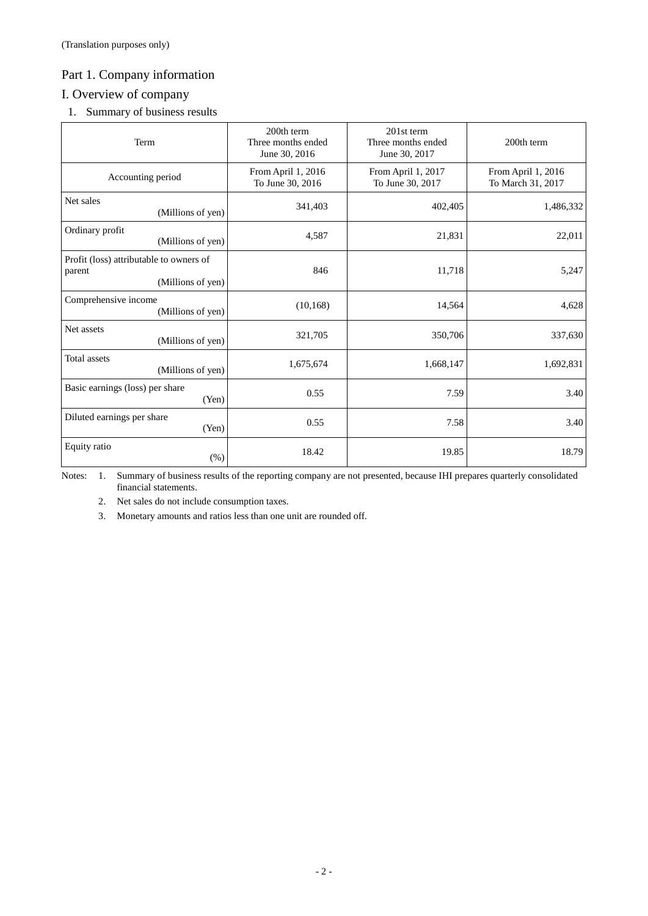(Translation purposes only)

# Part 1. Company information

## I. Overview of company

### 1. Summary of business results

| Term | 200th term Three months ended June 30, 2016 | 201st term Three months ended June 30, 2017 | 200th term |
|---|---|---|---|
| Accounting period | From April 1, 2016 To June 30, 2016 | From April 1, 2017 To June 30, 2017 | From April 1, 2016 To March 31, 2017 |
| Net sales (Millions of yen) | 341,403 | 402,405 | 1,486,332 |
| Ordinary profit (Millions of yen) | 4,587 | 21,831 | 22,011 |
| Profit (loss) attributable to owners of parent (Millions of yen) | 846 | 11,718 | 5,247 |
| Comprehensive income (Millions of yen) | (10,168) | 14,564 | 4,628 |
| Net assets (Millions of yen) | 321,705 | 350,706 | 337,630 |
| Total assets (Millions of yen) | 1,675,674 | 1,668,147 | 1,692,831 |
| Basic earnings (loss) per share (Yen) | 0.55 | 7.59 | 3.40 |
| Diluted earnings per share (Yen) | 0.55 | 7.58 | 3.40 |
| Equity ratio (%) | 18.42 | 19.85 | 18.79 |

Notes:
1. Summary of business results of the reporting company are not presented, because IHI prepares quarterly consolidated financial statements.
2. Net sales do not include consumption taxes.
3. Monetary amounts and ratios less than one unit are rounded off.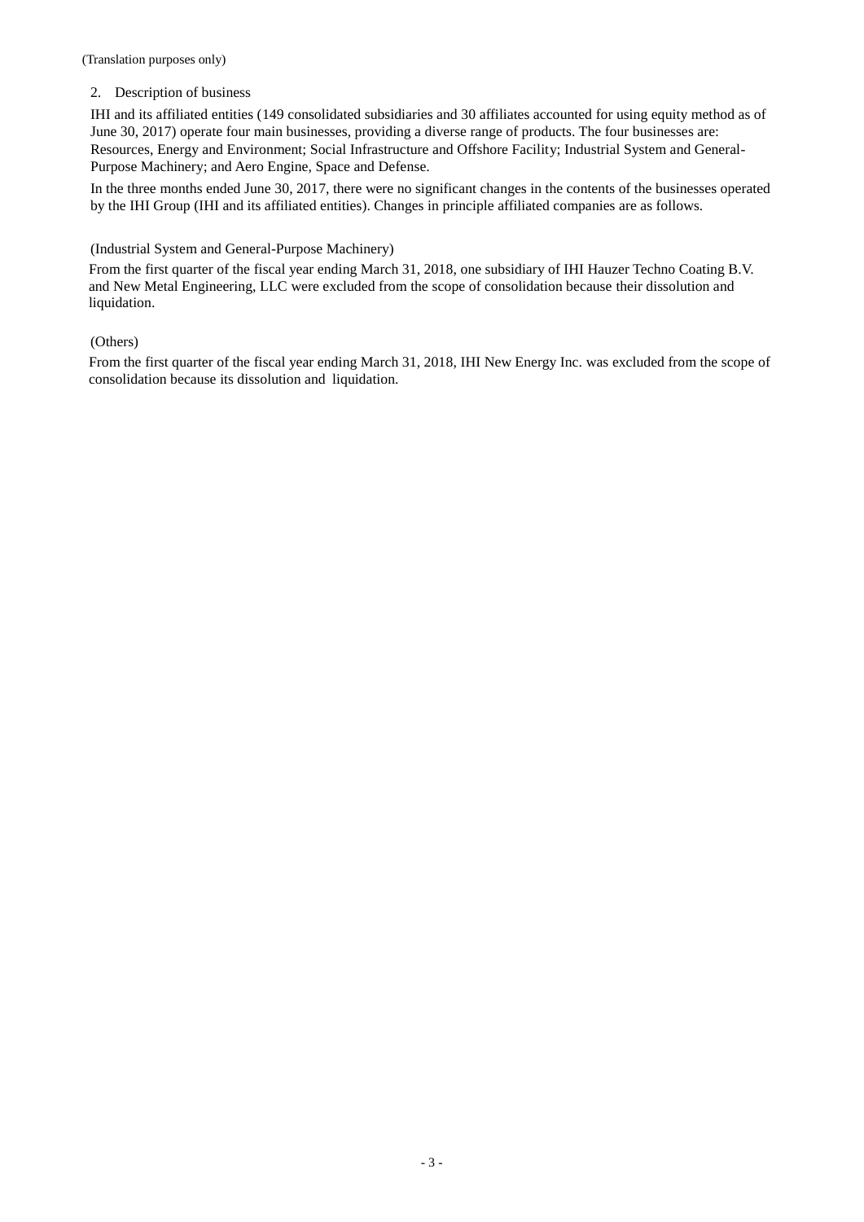(Translation purposes only)

## 2. Description of business

IHI and its affiliated entities (149 consolidated subsidiaries and 30 affiliates accounted for using equity method as of June 30, 2017) operate four main businesses, providing a diverse range of products. The four businesses are: Resources, Energy and Environment; Social Infrastructure and Offshore Facility; Industrial System and General-Purpose Machinery; and Aero Engine, Space and Defense.

In the three months ended June 30, 2017, there were no significant changes in the contents of the businesses operated by the IHI Group (IHI and its affiliated entities). Changes in principle affiliated companies are as follows.

(Industrial System and General-Purpose Machinery)

From the first quarter of the fiscal year ending March 31, 2018, one subsidiary of IHI Hauzer Techno Coating B.V. and New Metal Engineering, LLC were excluded from the scope of consolidation because their dissolution and liquidation.

(Others)

From the first quarter of the fiscal year ending March 31, 2018, IHI New Energy Inc. was excluded from the scope of consolidation because its dissolution and liquidation.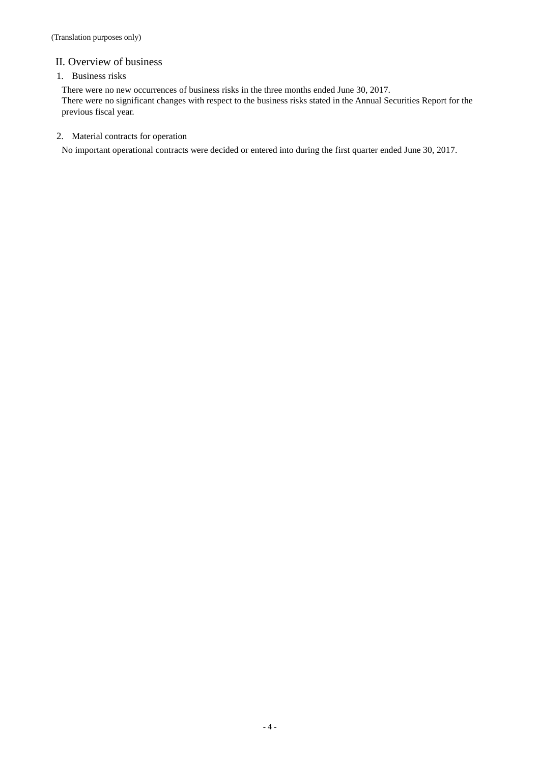(Translation purposes only)

## II. Overview of business

### 1. Business risks

There were no new occurrences of business risks in the three months ended June 30, 2017.
There were no significant changes with respect to the business risks stated in the Annual Securities Report for the previous fiscal year.

### 2. Material contracts for operation

No important operational contracts were decided or entered into during the first quarter ended June 30, 2017.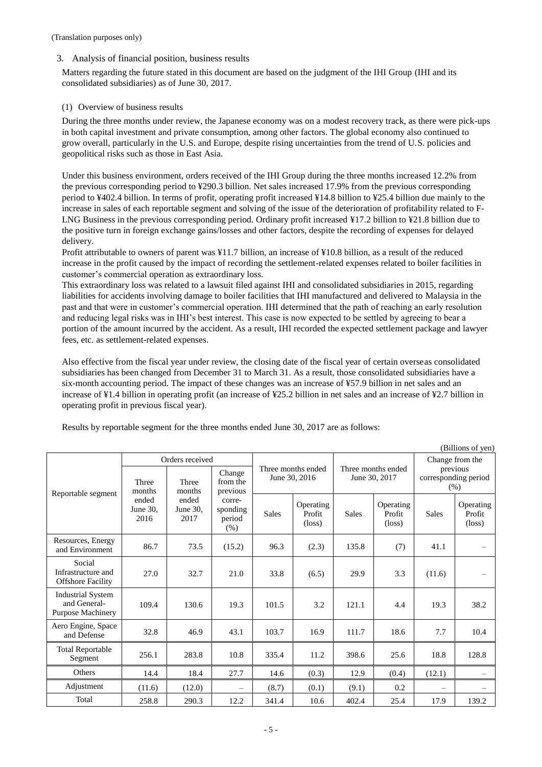(Translation purposes only)

## 3. Analysis of financial position, business results

Matters regarding the future stated in this document are based on the judgment of the IHI Group (IHI and its consolidated subsidiaries) as of June 30, 2017.

### (1) Overview of business results

During the three months under review, the Japanese economy was on a modest recovery track, as there were pick-ups in both capital investment and private consumption, among other factors. The global economy also continued to grow overall, particularly in the U.S. and Europe, despite rising uncertainties from the trend of U.S. policies and geopolitical risks such as those in East Asia.

Under this business environment, orders received of the IHI Group during the three months increased 12.2% from the previous corresponding period to ¥290.3 billion. Net sales increased 17.9% from the previous corresponding period to ¥402.4 billion. In terms of profit, operating profit increased ¥14.8 billion to ¥25.4 billion due mainly to the increase in sales of each reportable segment and solving of the issue of the deterioration of profitability related to F-LNG Business in the previous corresponding period. Ordinary profit increased ¥17.2 billion to ¥21.8 billion due to the positive turn in foreign exchange gains/losses and other factors, despite the recording of expenses for delayed delivery.

Profit attributable to owners of parent was ¥11.7 billion, an increase of ¥10.8 billion, as a result of the reduced increase in the profit caused by the impact of recording the settlement-related expenses related to boiler facilities in customer's commercial operation as extraordinary loss.

This extraordinary loss was related to a lawsuit filed against IHI and consolidated subsidiaries in 2015, regarding liabilities for accidents involving damage to boiler facilities that IHI manufactured and delivered to Malaysia in the past and that were in customer's commercial operation. IHI determined that the path of reaching an early resolution and reducing legal risks was in IHI's best interest. This case is now expected to be settled by agreeing to bear a portion of the amount incurred by the accident. As a result, IHI recorded the expected settlement package and lawyer fees, etc. as settlement-related expenses.

Also effective from the fiscal year under review, the closing date of the fiscal year of certain overseas consolidated subsidiaries has been changed from December 31 to March 31. As a result, those consolidated subsidiaries have a six-month accounting period. The impact of these changes was an increase of ¥57.9 billion in net sales and an increase of ¥1.4 billion in operating profit (an increase of ¥25.2 billion in net sales and an increase of ¥2.7 billion in operating profit in previous fiscal year).

Results by reportable segment for the three months ended June 30, 2017 are as follows:

(Billions of yen)

| Reportable segment | Orders received | | | Three months ended June 30, 2016 | | Three months ended June 30, 2017 | | Change from the previous corresponding period (%) | |
|---|---|---|---|---|---|---|---|---|---|
| | Three months ended June 30, 2016 | Three months ended June 30, 2017 | Change from the previous corre-sponding period (%) | Sales | Operating Profit (loss) | Sales | Operating Profit (loss) | Sales | Operating Profit (loss) |
| Resources, Energy and Environment | 86.7 | 73.5 | (15.2) | 96.3 | (2.3) | 135.8 | (7) | 41.1 | – |
| Social Infrastructure and Offshore Facility | 27.0 | 32.7 | 21.0 | 33.8 | (6.5) | 29.9 | 3.3 | (11.6) | – |
| Industrial System and General-Purpose Machinery | 109.4 | 130.6 | 19.3 | 101.5 | 3.2 | 121.1 | 4.4 | 19.3 | 38.2 |
| Aero Engine, Space and Defense | 32.8 | 46.9 | 43.1 | 103.7 | 16.9 | 111.7 | 18.6 | 7.7 | 10.4 |
| Total Reportable Segment | 256.1 | 283.8 | 10.8 | 335.4 | 11.2 | 398.6 | 25.6 | 18.8 | 128.8 |
| Others | 14.4 | 18.4 | 27.7 | 14.6 | (0.3) | 12.9 | (0.4) | (12.1) | – |
| Adjustment | (11.6) | (12.0) | – | (8.7) | (0.1) | (9.1) | 0.2 | – | – |
| Total | 258.8 | 290.3 | 12.2 | 341.4 | 10.6 | 402.4 | 25.4 | 17.9 | 139.2 |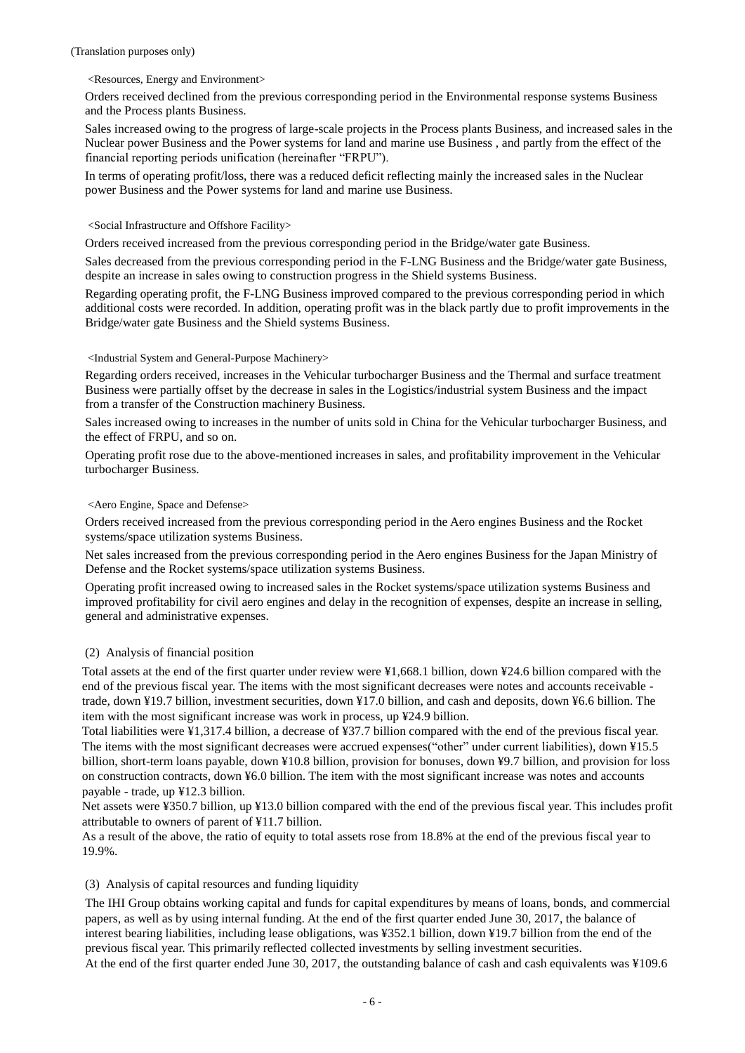<Resources, Energy and Environment>

Orders received declined from the previous corresponding period in the Environmental response systems Business and the Process plants Business.

Sales increased owing to the progress of large-scale projects in the Process plants Business, and increased sales in the Nuclear power Business and the Power systems for land and marine use Business , and partly from the effect of the financial reporting periods unification (hereinafter "FRPU").

In terms of operating profit/loss, there was a reduced deficit reflecting mainly the increased sales in the Nuclear power Business and the Power systems for land and marine use Business.

<Social Infrastructure and Offshore Facility>

Orders received increased from the previous corresponding period in the Bridge/water gate Business.

Sales decreased from the previous corresponding period in the F-LNG Business and the Bridge/water gate Business, despite an increase in sales owing to construction progress in the Shield systems Business.

Regarding operating profit, the F-LNG Business improved compared to the previous corresponding period in which additional costs were recorded. In addition, operating profit was in the black partly due to profit improvements in the Bridge/water gate Business and the Shield systems Business.

<Industrial System and General-Purpose Machinery>

Regarding orders received, increases in the Vehicular turbocharger Business and the Thermal and surface treatment Business were partially offset by the decrease in sales in the Logistics/industrial system Business and the impact from a transfer of the Construction machinery Business.

Sales increased owing to increases in the number of units sold in China for the Vehicular turbocharger Business, and the effect of FRPU, and so on.

Operating profit rose due to the above-mentioned increases in sales, and profitability improvement in the Vehicular turbocharger Business.

<Aero Engine, Space and Defense>

Orders received increased from the previous corresponding period in the Aero engines Business and the Rocket systems/space utilization systems Business.

Net sales increased from the previous corresponding period in the Aero engines Business for the Japan Ministry of Defense and the Rocket systems/space utilization systems Business.

Operating profit increased owing to increased sales in the Rocket systems/space utilization systems Business and improved profitability for civil aero engines and delay in the recognition of expenses, despite an increase in selling, general and administrative expenses.

### (2) Analysis of financial position

Total assets at the end of the first quarter under review were ¥1,668.1 billion, down ¥24.6 billion compared with the end of the previous fiscal year. The items with the most significant decreases were notes and accounts receivable - trade, down ¥19.7 billion, investment securities, down ¥17.0 billion, and cash and deposits, down ¥6.6 billion. The item with the most significant increase was work in process, up ¥24.9 billion.

Total liabilities were ¥1,317.4 billion, a decrease of ¥37.7 billion compared with the end of the previous fiscal year. The items with the most significant decreases were accrued expenses("other" under current liabilities), down ¥15.5 billion, short-term loans payable, down ¥10.8 billion, provision for bonuses, down ¥9.7 billion, and provision for loss on construction contracts, down ¥6.0 billion. The item with the most significant increase was notes and accounts payable - trade, up ¥12.3 billion.

Net assets were ¥350.7 billion, up ¥13.0 billion compared with the end of the previous fiscal year. This includes profit attributable to owners of parent of ¥11.7 billion.

As a result of the above, the ratio of equity to total assets rose from 18.8% at the end of the previous fiscal year to 19.9%.

### (3) Analysis of capital resources and funding liquidity

The IHI Group obtains working capital and funds for capital expenditures by means of loans, bonds, and commercial papers, as well as by using internal funding. At the end of the first quarter ended June 30, 2017, the balance of interest bearing liabilities, including lease obligations, was ¥352.1 billion, down ¥19.7 billion from the end of the previous fiscal year. This primarily reflected collected investments by selling investment securities.

At the end of the first quarter ended June 30, 2017, the outstanding balance of cash and cash equivalents was ¥109.6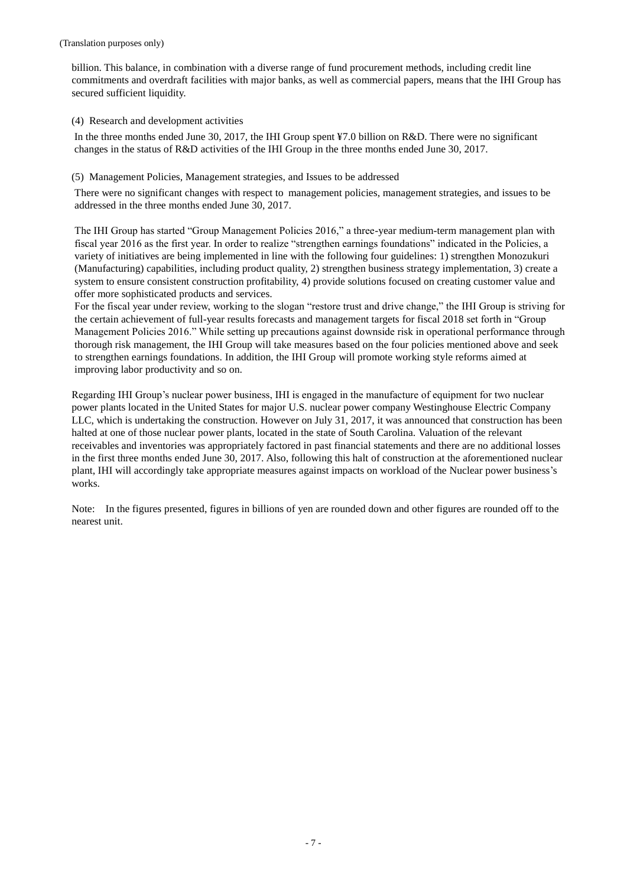billion. This balance, in combination with a diverse range of fund procurement methods, including credit line commitments and overdraft facilities with major banks, as well as commercial papers, means that the IHI Group has secured sufficient liquidity.

(4) Research and development activities

In the three months ended June 30, 2017, the IHI Group spent ¥7.0 billion on R&D. There were no significant changes in the status of R&D activities of the IHI Group in the three months ended June 30, 2017.

(5) Management Policies, Management strategies, and Issues to be addressed

There were no significant changes with respect to management policies, management strategies, and issues to be addressed in the three months ended June 30, 2017.

The IHI Group has started "Group Management Policies 2016," a three-year medium-term management plan with fiscal year 2016 as the first year. In order to realize "strengthen earnings foundations" indicated in the Policies, a variety of initiatives are being implemented in line with the following four guidelines: 1) strengthen Monozukuri (Manufacturing) capabilities, including product quality, 2) strengthen business strategy implementation, 3) create a system to ensure consistent construction profitability, 4) provide solutions focused on creating customer value and offer more sophisticated products and services.
For the fiscal year under review, working to the slogan "restore trust and drive change," the IHI Group is striving for the certain achievement of full-year results forecasts and management targets for fiscal 2018 set forth in "Group Management Policies 2016." While setting up precautions against downside risk in operational performance through thorough risk management, the IHI Group will take measures based on the four policies mentioned above and seek to strengthen earnings foundations. In addition, the IHI Group will promote working style reforms aimed at improving labor productivity and so on.

Regarding IHI Group's nuclear power business, IHI is engaged in the manufacture of equipment for two nuclear power plants located in the United States for major U.S. nuclear power company Westinghouse Electric Company LLC, which is undertaking the construction. However on July 31, 2017, it was announced that construction has been halted at one of those nuclear power plants, located in the state of South Carolina. Valuation of the relevant receivables and inventories was appropriately factored in past financial statements and there are no additional losses in the first three months ended June 30, 2017. Also, following this halt of construction at the aforementioned nuclear plant, IHI will accordingly take appropriate measures against impacts on workload of the Nuclear power business's works.

Note: In the figures presented, figures in billions of yen are rounded down and other figures are rounded off to the nearest unit.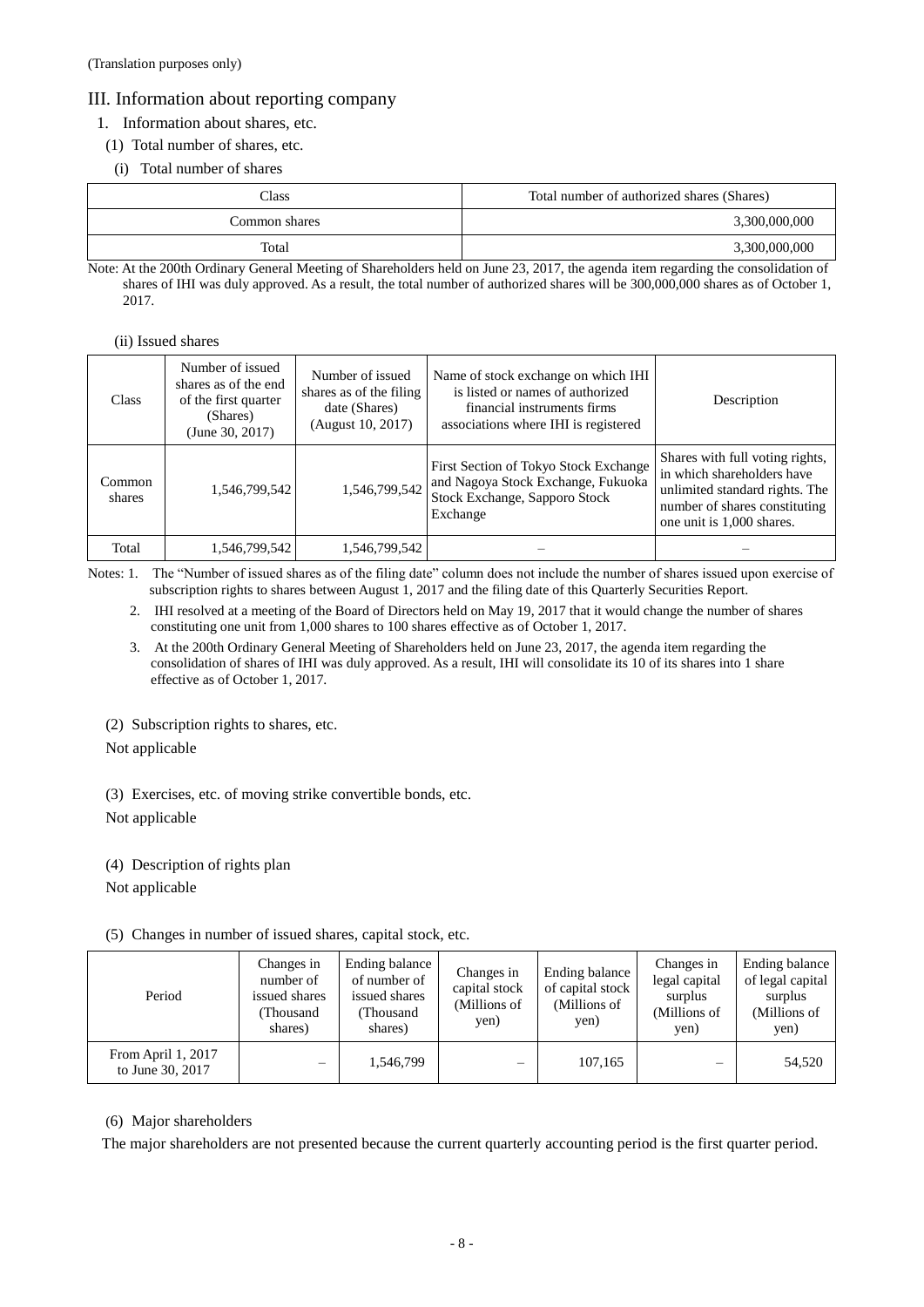(Translation purposes only)

## III. Information about reporting company

### 1. Information about shares, etc.

#### (1) Total number of shares, etc.

(i) Total number of shares

| Class | Total number of authorized shares (Shares) |
|---|---|
| Common shares | 3,300,000,000 |
| Total | 3,300,000,000 |

Note: At the 200th Ordinary General Meeting of Shareholders held on June 23, 2017, the agenda item regarding the consolidation of shares of IHI was duly approved. As a result, the total number of authorized shares will be 300,000,000 shares as of October 1, 2017.

(ii) Issued shares

| Class | Number of issued shares as of the end of the first quarter (Shares) (June 30, 2017) | Number of issued shares as of the filing date (Shares) (August 10, 2017) | Name of stock exchange on which IHI is listed or names of authorized financial instruments firms associations where IHI is registered | Description |
|---|---|---|---|---|
| Common shares | 1,546,799,542 | 1,546,799,542 | First Section of Tokyo Stock Exchange and Nagoya Stock Exchange, Fukuoka Stock Exchange, Sapporo Stock Exchange | Shares with full voting rights, in which shareholders have unlimited standard rights. The number of shares constituting one unit is 1,000 shares. |
| Total | 1,546,799,542 | 1,546,799,542 | – | – |

Notes: 1. The "Number of issued shares as of the filing date" column does not include the number of shares issued upon exercise of subscription rights to shares between August 1, 2017 and the filing date of this Quarterly Securities Report.

2. IHI resolved at a meeting of the Board of Directors held on May 19, 2017 that it would change the number of shares constituting one unit from 1,000 shares to 100 shares effective as of October 1, 2017.

3. At the 200th Ordinary General Meeting of Shareholders held on June 23, 2017, the agenda item regarding the consolidation of shares of IHI was duly approved. As a result, IHI will consolidate its 10 of its shares into 1 share effective as of October 1, 2017.

#### (2) Subscription rights to shares, etc.

Not applicable

#### (3) Exercises, etc. of moving strike convertible bonds, etc.

Not applicable

#### (4) Description of rights plan

Not applicable

#### (5) Changes in number of issued shares, capital stock, etc.

| Period | Changes in number of issued shares (Thousand shares) | Ending balance of number of issued shares (Thousand shares) | Changes in capital stock (Millions of yen) | Ending balance of capital stock (Millions of yen) | Changes in legal capital surplus (Millions of yen) | Ending balance of legal capital surplus (Millions of yen) |
|---|---|---|---|---|---|---|
| From April 1, 2017 to June 30, 2017 | – | 1,546,799 | – | 107,165 | – | 54,520 |

#### (6) Major shareholders

The major shareholders are not presented because the current quarterly accounting period is the first quarter period.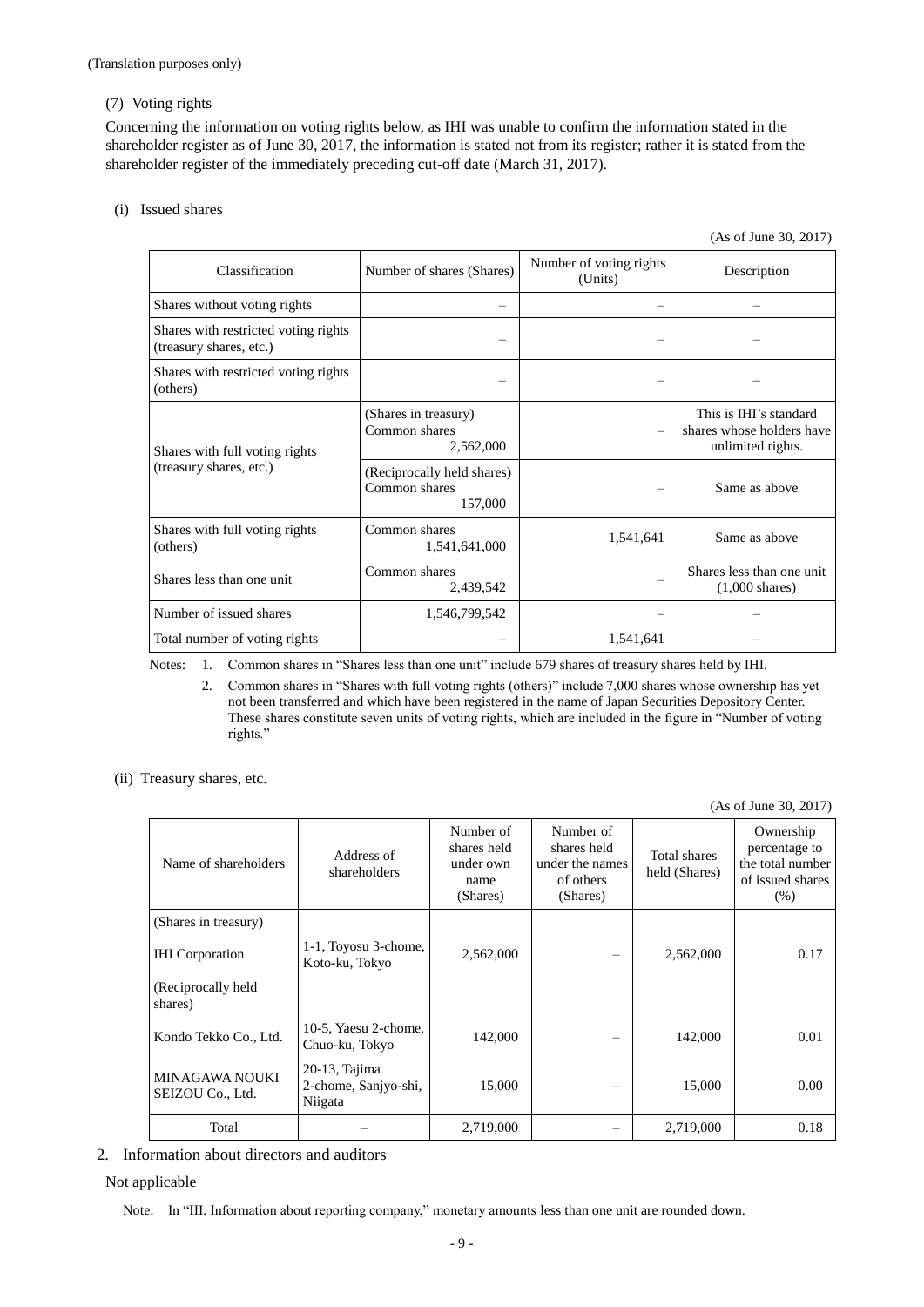(Translation purposes only)

(7) Voting rights

Concerning the information on voting rights below, as IHI was unable to confirm the information stated in the shareholder register as of June 30, 2017, the information is stated not from its register; rather it is stated from the shareholder register of the immediately preceding cut-off date (March 31, 2017).

(i) Issued shares

(As of June 30, 2017)

| Classification | Number of shares (Shares) | Number of voting rights (Units) | Description |
|---|---|---|---|
| Shares without voting rights | – | – | – |
| Shares with restricted voting rights (treasury shares, etc.) | – | – | – |
| Shares with restricted voting rights (others) | – | – | – |
| Shares with full voting rights (treasury shares, etc.) | (Shares in treasury) Common shares 2,562,000 | – | This is IHI's standard shares whose holders have unlimited rights. |
| | (Reciprocally held shares) Common shares 157,000 | – | Same as above |
| Shares with full voting rights (others) | Common shares 1,541,641,000 | 1,541,641 | Same as above |
| Shares less than one unit | Common shares 2,439,542 | – | Shares less than one unit (1,000 shares) |
| Number of issued shares | 1,546,799,542 | – | – |
| Total number of voting rights | – | 1,541,641 | – |

Notes: 1. Common shares in "Shares less than one unit" include 679 shares of treasury shares held by IHI.

2. Common shares in "Shares with full voting rights (others)" include 7,000 shares whose ownership has yet not been transferred and which have been registered in the name of Japan Securities Depository Center. These shares constitute seven units of voting rights, which are included in the figure in "Number of voting rights."

(ii) Treasury shares, etc.

(As of June 30, 2017)

| Name of shareholders | Address of shareholders | Number of shares held under own name (Shares) | Number of shares held under the names of others (Shares) | Total shares held (Shares) | Ownership percentage to the total number of issued shares (%) |
|---|---|---|---|---|---|
| (Shares in treasury) | | | | | |
| IHI Corporation | 1-1, Toyosu 3-chome, Koto-ku, Tokyo | 2,562,000 | – | 2,562,000 | 0.17 |
| (Reciprocally held shares) | | | | | |
| Kondo Tekko Co., Ltd. | 10-5, Yaesu 2-chome, Chuo-ku, Tokyo | 142,000 | – | 142,000 | 0.01 |
| MINAGAWA NOUKI SEIZOU Co., Ltd. | 20-13, Tajima 2-chome, Sanjyo-shi, Niigata | 15,000 | – | 15,000 | 0.00 |
| Total | – | 2,719,000 | – | 2,719,000 | 0.18 |

2. Information about directors and auditors

Not applicable

Note: In "III. Information about reporting company," monetary amounts less than one unit are rounded down.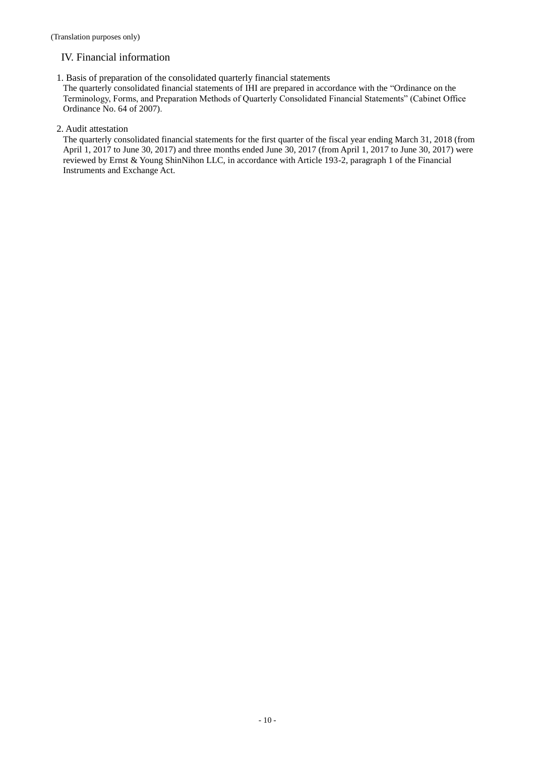# IV. Financial information

## 1. Basis of preparation of the consolidated quarterly financial statements

The quarterly consolidated financial statements of IHI are prepared in accordance with the “Ordinance on the Terminology, Forms, and Preparation Methods of Quarterly Consolidated Financial Statements” (Cabinet Office Ordinance No. 64 of 2007).

## 2. Audit attestation

The quarterly consolidated financial statements for the first quarter of the fiscal year ending March 31, 2018 (from April 1, 2017 to June 30, 2017) and three months ended June 30, 2017 (from April 1, 2017 to June 30, 2017) were reviewed by Ernst & Young ShinNihon LLC, in accordance with Article 193-2, paragraph 1 of the Financial Instruments and Exchange Act.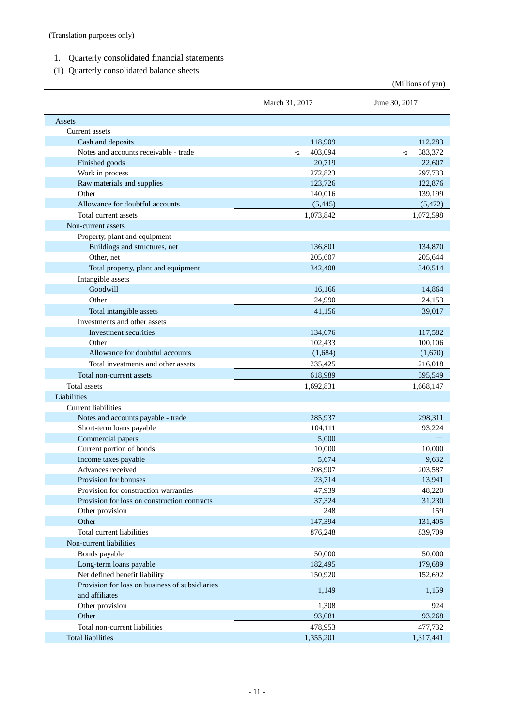(Translation purposes only)

1. Quarterly consolidated financial statements

(1) Quarterly consolidated balance sheets

(Millions of yen)

| | March 31, 2017 | June 30, 2017 |
|---|---|---|
| Assets | | |
| Current assets | | |
| Cash and deposits | 118,909 | 112,283 |
| Notes and accounts receivable - trade | *2 403,094 | *2 383,372 |
| Finished goods | 20,719 | 22,607 |
| Work in process | 272,823 | 297,733 |
| Raw materials and supplies | 123,726 | 122,876 |
| Other | 140,016 | 139,199 |
| Allowance for doubtful accounts | (5,445) | (5,472) |
| Total current assets | 1,073,842 | 1,072,598 |
| Non-current assets | | |
| Property, plant and equipment | | |
| Buildings and structures, net | 136,801 | 134,870 |
| Other, net | 205,607 | 205,644 |
| Total property, plant and equipment | 342,408 | 340,514 |
| Intangible assets | | |
| Goodwill | 16,166 | 14,864 |
| Other | 24,990 | 24,153 |
| Total intangible assets | 41,156 | 39,017 |
| Investments and other assets | | |
| Investment securities | 134,676 | 117,582 |
| Other | 102,433 | 100,106 |
| Allowance for doubtful accounts | (1,684) | (1,670) |
| Total investments and other assets | 235,425 | 216,018 |
| Total non-current assets | 618,989 | 595,549 |
| Total assets | 1,692,831 | 1,668,147 |
| Liabilities | | |
| Current liabilities | | |
| Notes and accounts payable - trade | 285,937 | 298,311 |
| Short-term loans payable | 104,111 | 93,224 |
| Commercial papers | 5,000 | — |
| Current portion of bonds | 10,000 | 10,000 |
| Income taxes payable | 5,674 | 9,632 |
| Advances received | 208,907 | 203,587 |
| Provision for bonuses | 23,714 | 13,941 |
| Provision for construction warranties | 47,939 | 48,220 |
| Provision for loss on construction contracts | 37,324 | 31,230 |
| Other provision | 248 | 159 |
| Other | 147,394 | 131,405 |
| Total current liabilities | 876,248 | 839,709 |
| Non-current liabilities | | |
| Bonds payable | 50,000 | 50,000 |
| Long-term loans payable | 182,495 | 179,689 |
| Net defined benefit liability | 150,920 | 152,692 |
| Provision for loss on business of subsidiaries and affiliates | 1,149 | 1,159 |
| Other provision | 1,308 | 924 |
| Other | 93,081 | 93,268 |
| Total non-current liabilities | 478,953 | 477,732 |
| Total liabilities | 1,355,201 | 1,317,441 |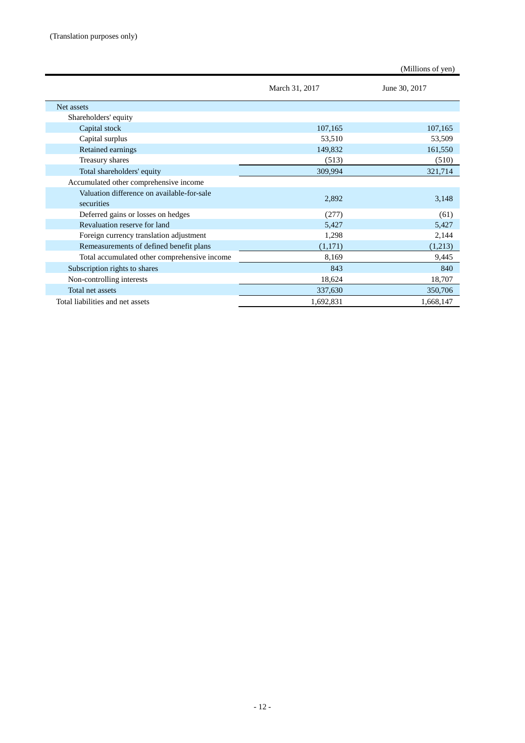(Translation purposes only)

(Millions of yen)

| | March 31, 2017 | June 30, 2017 |
|---|---|---|
| Net assets | | |
| Shareholders' equity | | |
| Capital stock | 107,165 | 107,165 |
| Capital surplus | 53,510 | 53,509 |
| Retained earnings | 149,832 | 161,550 |
| Treasury shares | (513) | (510) |
| Total shareholders' equity | 309,994 | 321,714 |
| Accumulated other comprehensive income | | |
| Valuation difference on available-for-sale securities | 2,892 | 3,148 |
| Deferred gains or losses on hedges | (277) | (61) |
| Revaluation reserve for land | 5,427 | 5,427 |
| Foreign currency translation adjustment | 1,298 | 2,144 |
| Remeasurements of defined benefit plans | (1,171) | (1,213) |
| Total accumulated other comprehensive income | 8,169 | 9,445 |
| Subscription rights to shares | 843 | 840 |
| Non-controlling interests | 18,624 | 18,707 |
| Total net assets | 337,630 | 350,706 |
| Total liabilities and net assets | 1,692,831 | 1,668,147 |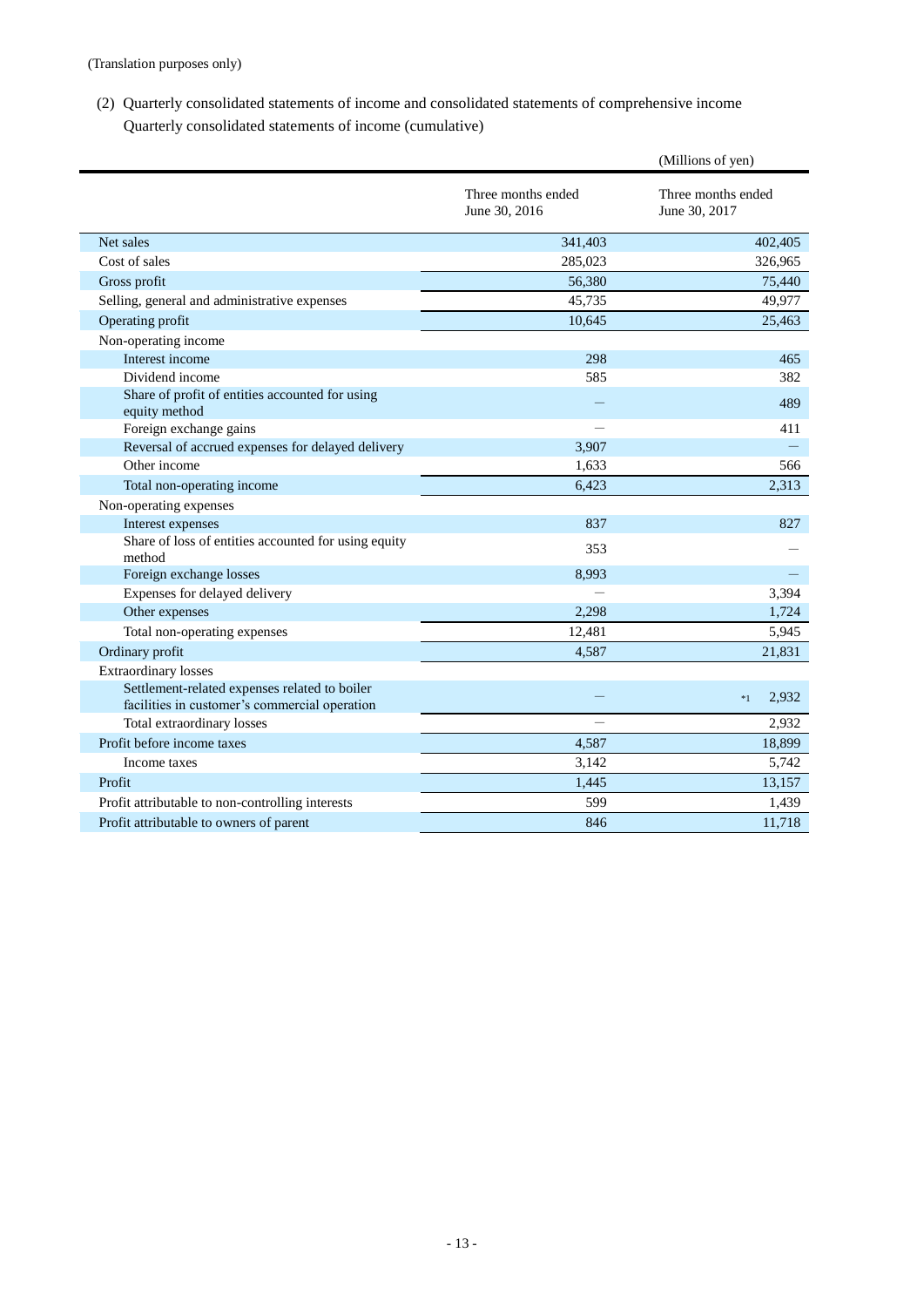(Translation purposes only)

(2) Quarterly consolidated statements of income and consolidated statements of comprehensive income
Quarterly consolidated statements of income (cumulative)

(Millions of yen)

| | Three months ended June 30, 2016 | Three months ended June 30, 2017 |
|---|---|---|
| Net sales | 341,403 | 402,405 |
| Cost of sales | 285,023 | 326,965 |
| Gross profit | 56,380 | 75,440 |
| Selling, general and administrative expenses | 45,735 | 49,977 |
| Operating profit | 10,645 | 25,463 |
| Non-operating income | | |
| Interest income | 298 | 465 |
| Dividend income | 585 | 382 |
| Share of profit of entities accounted for using equity method | — | 489 |
| Foreign exchange gains | — | 411 |
| Reversal of accrued expenses for delayed delivery | 3,907 | — |
| Other income | 1,633 | 566 |
| Total non-operating income | 6,423 | 2,313 |
| Non-operating expenses | | |
| Interest expenses | 837 | 827 |
| Share of loss of entities accounted for using equity method | 353 | — |
| Foreign exchange losses | 8,993 | — |
| Expenses for delayed delivery | — | 3,394 |
| Other expenses | 2,298 | 1,724 |
| Total non-operating expenses | 12,481 | 5,945 |
| Ordinary profit | 4,587 | 21,831 |
| Extraordinary losses | | |
| Settlement-related expenses related to boiler facilities in customer's commercial operation | — | *1 2,932 |
| Total extraordinary losses | — | 2,932 |
| Profit before income taxes | 4,587 | 18,899 |
| Income taxes | 3,142 | 5,742 |
| Profit | 1,445 | 13,157 |
| Profit attributable to non-controlling interests | 599 | 1,439 |
| Profit attributable to owners of parent | 846 | 11,718 |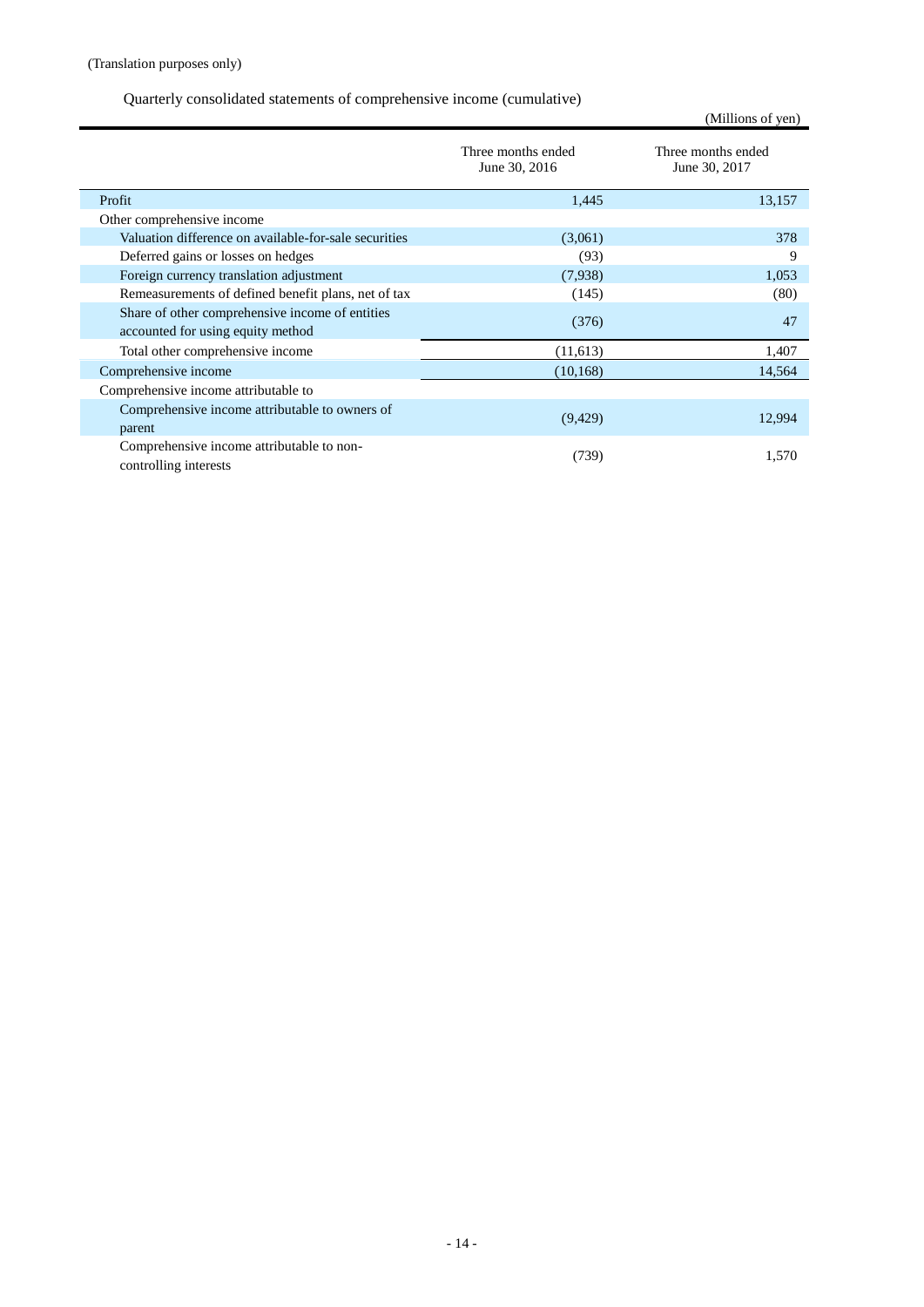(Translation purposes only)

Quarterly consolidated statements of comprehensive income (cumulative)

(Millions of yen)

| | Three months ended June 30, 2016 | Three months ended June 30, 2017 |
|---|---|---|
| Profit | 1,445 | 13,157 |
| Other comprehensive income | | |
| Valuation difference on available-for-sale securities | (3,061) | 378 |
| Deferred gains or losses on hedges | (93) | 9 |
| Foreign currency translation adjustment | (7,938) | 1,053 |
| Remeasurements of defined benefit plans, net of tax | (145) | (80) |
| Share of other comprehensive income of entities accounted for using equity method | (376) | 47 |
| Total other comprehensive income | (11,613) | 1,407 |
| Comprehensive income | (10,168) | 14,564 |
| Comprehensive income attributable to | | |
| Comprehensive income attributable to owners of parent | (9,429) | 12,994 |
| Comprehensive income attributable to non-controlling interests | (739) | 1,570 |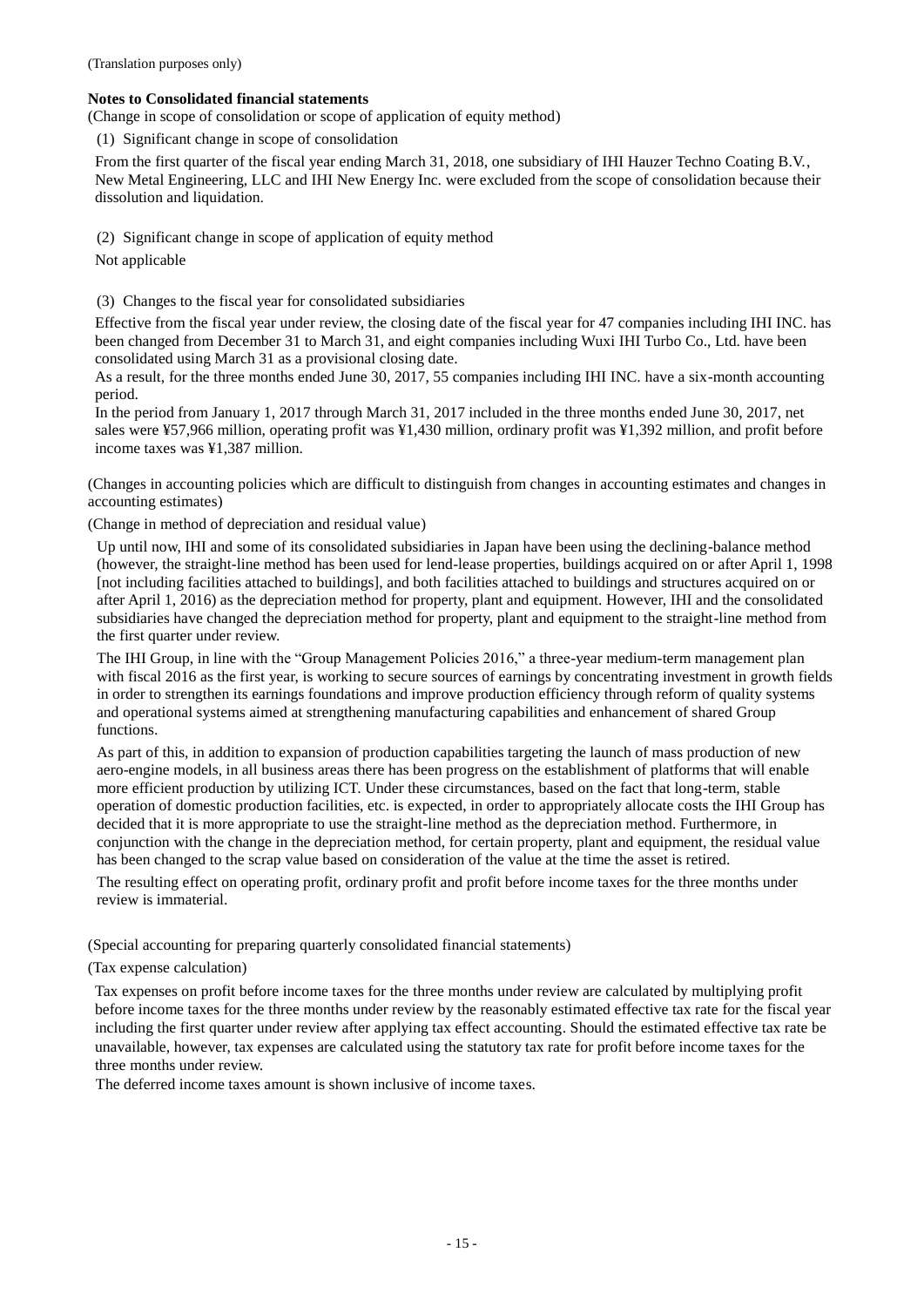(Translation purposes only)

**Notes to Consolidated financial statements**

(Change in scope of consolidation or scope of application of equity method)

(1) Significant change in scope of consolidation

From the first quarter of the fiscal year ending March 31, 2018, one subsidiary of IHI Hauzer Techno Coating B.V., New Metal Engineering, LLC and IHI New Energy Inc. were excluded from the scope of consolidation because their dissolution and liquidation.

(2) Significant change in scope of application of equity method

Not applicable

(3) Changes to the fiscal year for consolidated subsidiaries

Effective from the fiscal year under review, the closing date of the fiscal year for 47 companies including IHI INC. has been changed from December 31 to March 31, and eight companies including Wuxi IHI Turbo Co., Ltd. have been consolidated using March 31 as a provisional closing date.

As a result, for the three months ended June 30, 2017, 55 companies including IHI INC. have a six-month accounting period.

In the period from January 1, 2017 through March 31, 2017 included in the three months ended June 30, 2017, net sales were ¥57,966 million, operating profit was ¥1,430 million, ordinary profit was ¥1,392 million, and profit before income taxes was ¥1,387 million.

(Changes in accounting policies which are difficult to distinguish from changes in accounting estimates and changes in accounting estimates)

(Change in method of depreciation and residual value)

Up until now, IHI and some of its consolidated subsidiaries in Japan have been using the declining-balance method (however, the straight-line method has been used for lend-lease properties, buildings acquired on or after April 1, 1998 [not including facilities attached to buildings], and both facilities attached to buildings and structures acquired on or after April 1, 2016) as the depreciation method for property, plant and equipment. However, IHI and the consolidated subsidiaries have changed the depreciation method for property, plant and equipment to the straight-line method from the first quarter under review.

The IHI Group, in line with the "Group Management Policies 2016," a three-year medium-term management plan with fiscal 2016 as the first year, is working to secure sources of earnings by concentrating investment in growth fields in order to strengthen its earnings foundations and improve production efficiency through reform of quality systems and operational systems aimed at strengthening manufacturing capabilities and enhancement of shared Group functions.

As part of this, in addition to expansion of production capabilities targeting the launch of mass production of new aero-engine models, in all business areas there has been progress on the establishment of platforms that will enable more efficient production by utilizing ICT. Under these circumstances, based on the fact that long-term, stable operation of domestic production facilities, etc. is expected, in order to appropriately allocate costs the IHI Group has decided that it is more appropriate to use the straight-line method as the depreciation method. Furthermore, in conjunction with the change in the depreciation method, for certain property, plant and equipment, the residual value has been changed to the scrap value based on consideration of the value at the time the asset is retired.

The resulting effect on operating profit, ordinary profit and profit before income taxes for the three months under review is immaterial.

(Special accounting for preparing quarterly consolidated financial statements)

(Tax expense calculation)

Tax expenses on profit before income taxes for the three months under review are calculated by multiplying profit before income taxes for the three months under review by the reasonably estimated effective tax rate for the fiscal year including the first quarter under review after applying tax effect accounting. Should the estimated effective tax rate be unavailable, however, tax expenses are calculated using the statutory tax rate for profit before income taxes for the three months under review.

The deferred income taxes amount is shown inclusive of income taxes.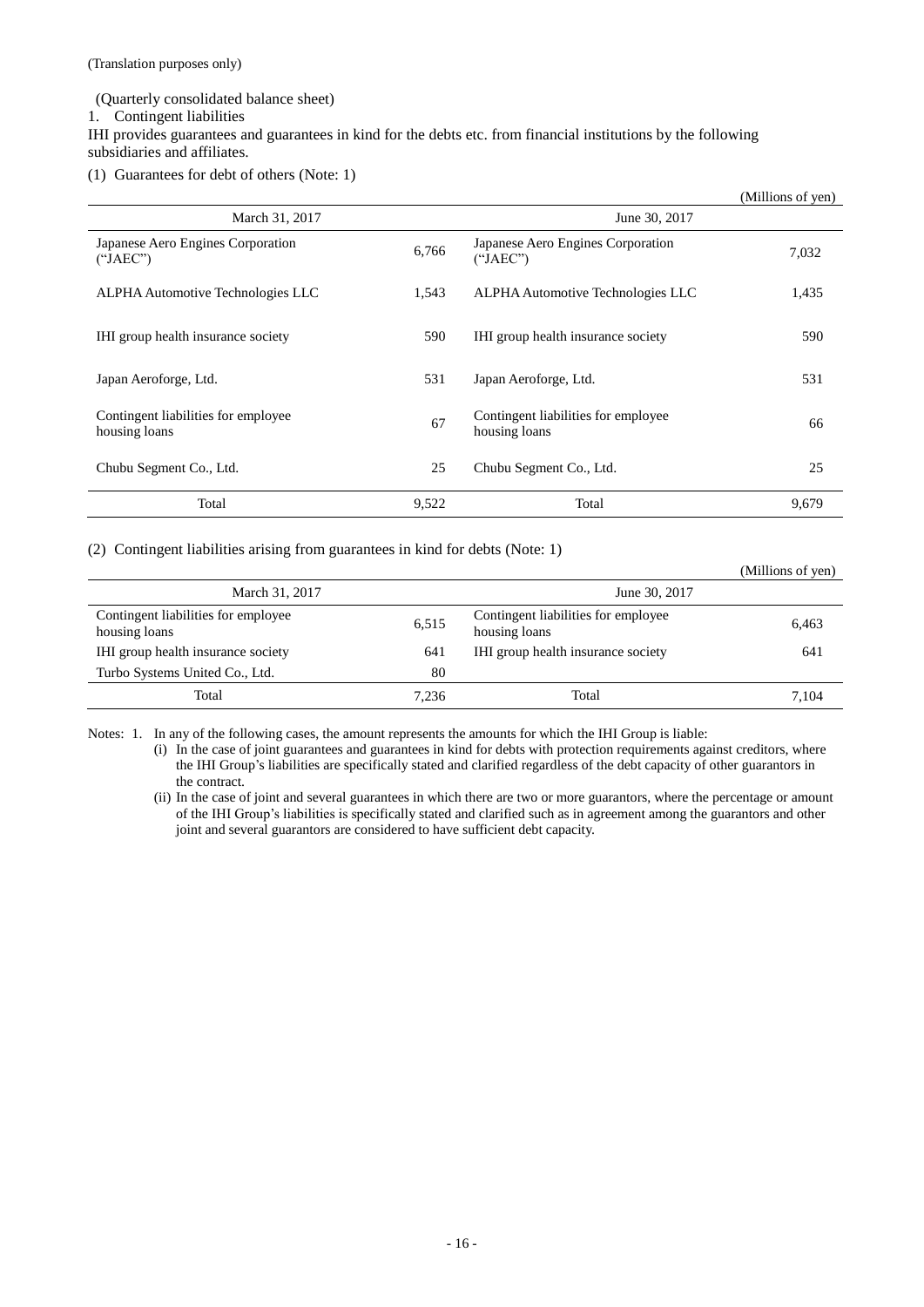(Translation purposes only)

(Quarterly consolidated balance sheet)

1. Contingent liabilities

IHI provides guarantees and guarantees in kind for the debts etc. from financial institutions by the following subsidiaries and affiliates.

(1) Guarantees for debt of others (Note: 1)

(Millions of yen)

| March 31, 2017 | | June 30, 2017 | |
|---|---|---|---|
| Japanese Aero Engines Corporation ("JAEC") | 6,766 | Japanese Aero Engines Corporation ("JAEC") | 7,032 |
| ALPHA Automotive Technologies LLC | 1,543 | ALPHA Automotive Technologies LLC | 1,435 |
| IHI group health insurance society | 590 | IHI group health insurance society | 590 |
| Japan Aeroforge, Ltd. | 531 | Japan Aeroforge, Ltd. | 531 |
| Contingent liabilities for employee housing loans | 67 | Contingent liabilities for employee housing loans | 66 |
| Chubu Segment Co., Ltd. | 25 | Chubu Segment Co., Ltd. | 25 |
| Total | 9,522 | Total | 9,679 |

(2) Contingent liabilities arising from guarantees in kind for debts (Note: 1)

(Millions of yen)

| March 31, 2017 | | June 30, 2017 | |
|---|---|---|---|
| Contingent liabilities for employee housing loans | 6,515 | Contingent liabilities for employee housing loans | 6,463 |
| IHI group health insurance society | 641 | IHI group health insurance society | 641 |
| Turbo Systems United Co., Ltd. | 80 | | |
| Total | 7,236 | Total | 7,104 |

Notes: 1. In any of the following cases, the amount represents the amounts for which the IHI Group is liable:

(i) In the case of joint guarantees and guarantees in kind for debts with protection requirements against creditors, where the IHI Group's liabilities are specifically stated and clarified regardless of the debt capacity of other guarantors in the contract.

(ii) In the case of joint and several guarantees in which there are two or more guarantors, where the percentage or amount of the IHI Group's liabilities is specifically stated and clarified such as in agreement among the guarantors and other joint and several guarantors are considered to have sufficient debt capacity.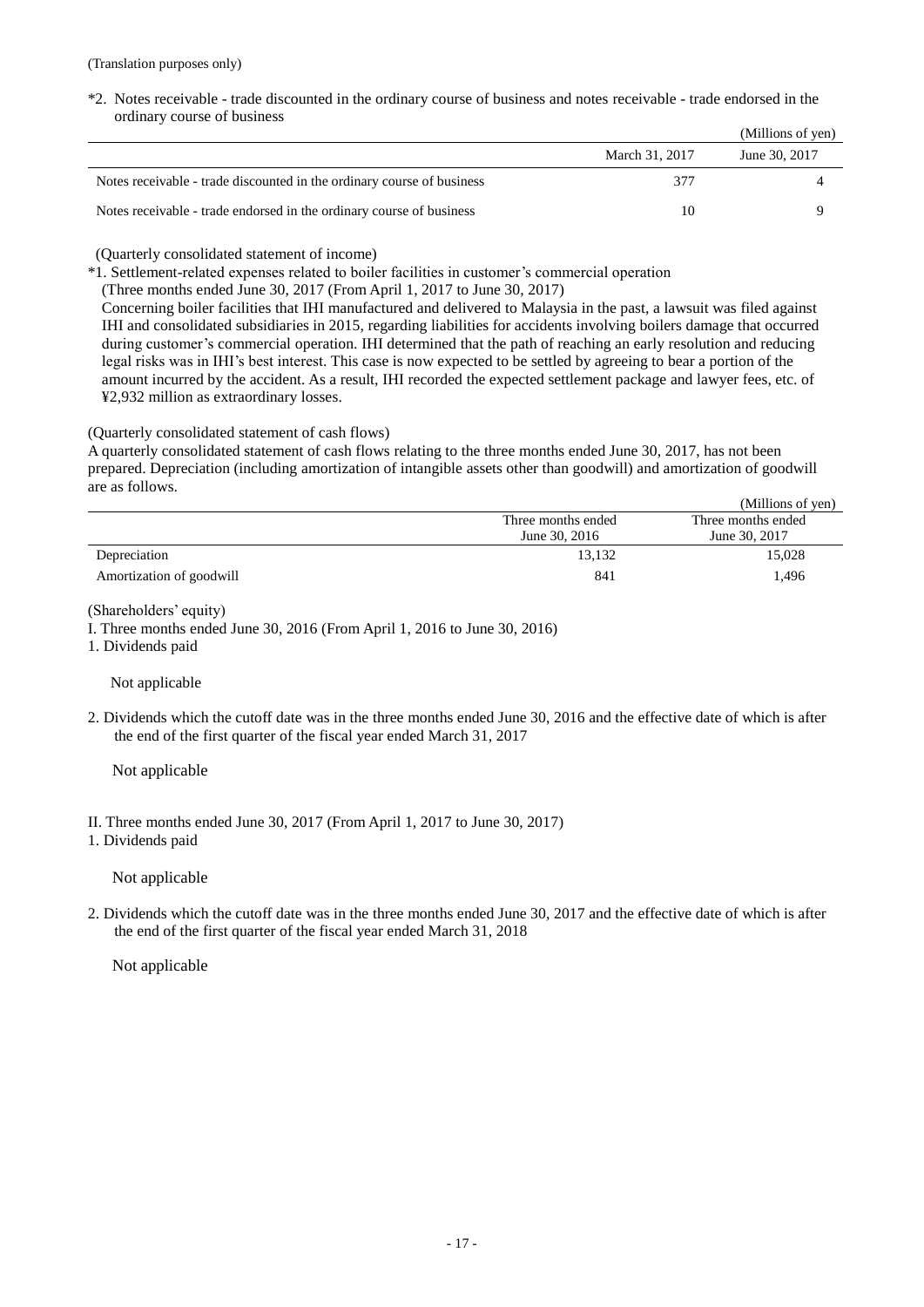(Translation purposes only)

*2. Notes receivable - trade discounted in the ordinary course of business and notes receivable - trade endorsed in the ordinary course of business

(Millions of yen)

| | March 31, 2017 | June 30, 2017 |
|---|---|---|
| Notes receivable - trade discounted in the ordinary course of business | 377 | 4 |
| Notes receivable - trade endorsed in the ordinary course of business | 10 | 9 |

(Quarterly consolidated statement of income)

*1. Settlement-related expenses related to boiler facilities in customer's commercial operation

(Three months ended June 30, 2017 (From April 1, 2017 to June 30, 2017)

Concerning boiler facilities that IHI manufactured and delivered to Malaysia in the past, a lawsuit was filed against IHI and consolidated subsidiaries in 2015, regarding liabilities for accidents involving boilers damage that occurred during customer's commercial operation. IHI determined that the path of reaching an early resolution and reducing legal risks was in IHI's best interest. This case is now expected to be settled by agreeing to bear a portion of the amount incurred by the accident. As a result, IHI recorded the expected settlement package and lawyer fees, etc. of ¥2,932 million as extraordinary losses.

(Quarterly consolidated statement of cash flows)

A quarterly consolidated statement of cash flows relating to the three months ended June 30, 2017, has not been prepared. Depreciation (including amortization of intangible assets other than goodwill) and amortization of goodwill are as follows.

(Millions of yen)

| | Three months ended June 30, 2016 | Three months ended June 30, 2017 |
|---|---|---|
| Depreciation | 13,132 | 15,028 |
| Amortization of goodwill | 841 | 1,496 |

(Shareholders' equity)

I. Three months ended June 30, 2016 (From April 1, 2016 to June 30, 2016)

1. Dividends paid

Not applicable

2. Dividends which the cutoff date was in the three months ended June 30, 2016 and the effective date of which is after the end of the first quarter of the fiscal year ended March 31, 2017

Not applicable

II. Three months ended June 30, 2017 (From April 1, 2017 to June 30, 2017)

1. Dividends paid

Not applicable

2. Dividends which the cutoff date was in the three months ended June 30, 2017 and the effective date of which is after the end of the first quarter of the fiscal year ended March 31, 2018

Not applicable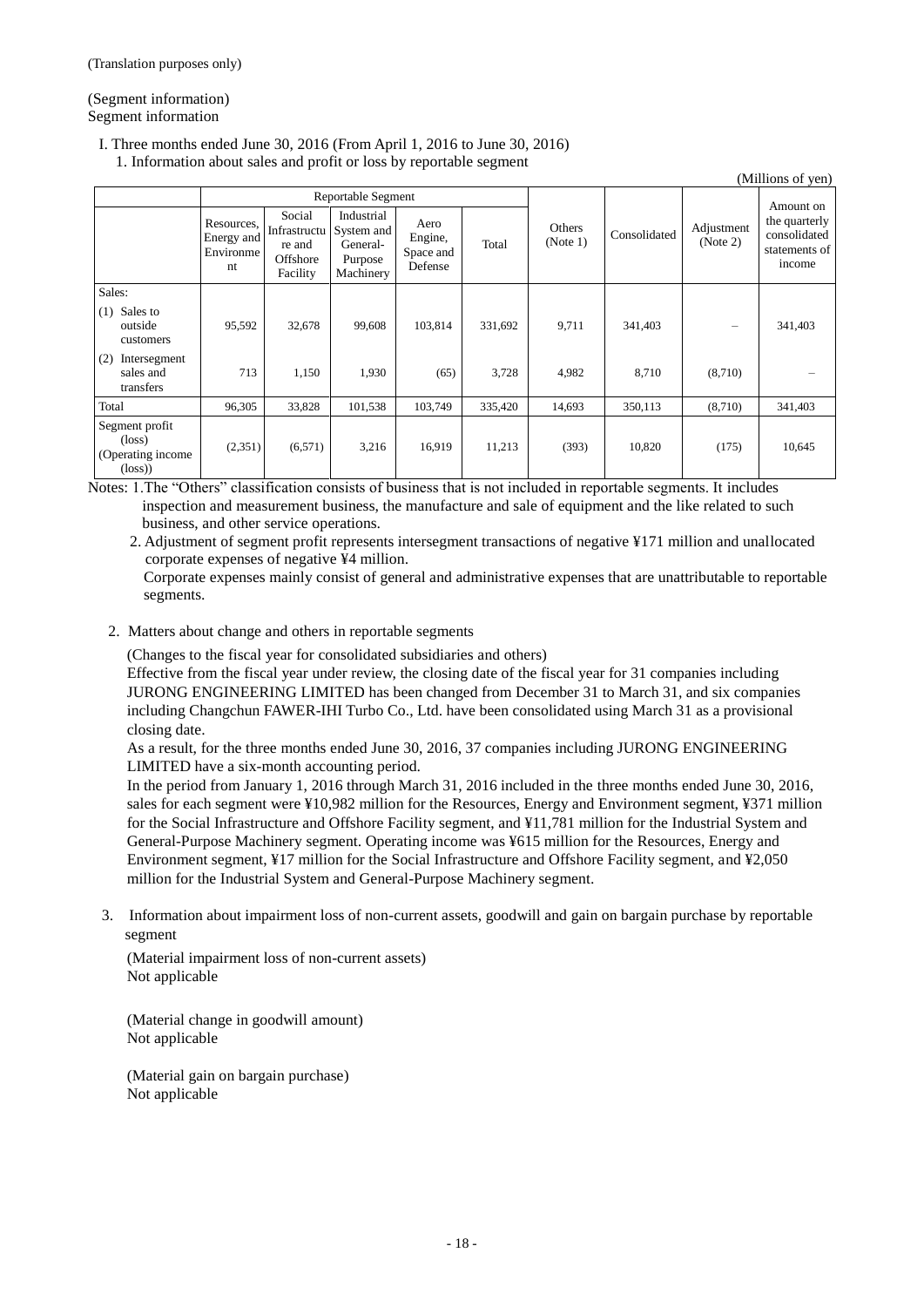(Translation purposes only)

(Segment information)
Segment information

I. Three months ended June 30, 2016 (From April 1, 2016 to June 30, 2016)

1. Information about sales and profit or loss by reportable segment

(Millions of yen)

| | Reportable Segment | | | | | Others (Note 1) | Consolidated | Adjustment (Note 2) | Amount on the quarterly consolidated statements of income |
|---|---|---|---|---|---|---|---|---|---|
| | Resources, Energy and Environment | Social Infrastructure and Offshore Facility | Industrial System and General-Purpose Machinery | Aero Engine, Space and Defense | Total | | | | |
| Sales: | | | | | | | | | |
| (1) Sales to outside customers | 95,592 | 32,678 | 99,608 | 103,814 | 331,692 | 9,711 | 341,403 | – | 341,403 |
| (2) Intersegment sales and transfers | 713 | 1,150 | 1,930 | (65) | 3,728 | 4,982 | 8,710 | (8,710) | – |
| Total | 96,305 | 33,828 | 101,538 | 103,749 | 335,420 | 14,693 | 350,113 | (8,710) | 341,403 |
| Segment profit (loss) (Operating income (loss)) | (2,351) | (6,571) | 3,216 | 16,919 | 11,213 | (393) | 10,820 | (175) | 10,645 |

Notes: 1. The "Others" classification consists of business that is not included in reportable segments. It includes inspection and measurement business, the manufacture and sale of equipment and the like related to such business, and other service operations.

2. Adjustment of segment profit represents intersegment transactions of negative ¥171 million and unallocated corporate expenses of negative ¥4 million.
Corporate expenses mainly consist of general and administrative expenses that are unattributable to reportable segments.

2. Matters about change and others in reportable segments

(Changes to the fiscal year for consolidated subsidiaries and others)
Effective from the fiscal year under review, the closing date of the fiscal year for 31 companies including JURONG ENGINEERING LIMITED has been changed from December 31 to March 31, and six companies including Changchun FAWER-IHI Turbo Co., Ltd. have been consolidated using March 31 as a provisional closing date.
As a result, for the three months ended June 30, 2016, 37 companies including JURONG ENGINEERING LIMITED have a six-month accounting period.
In the period from January 1, 2016 through March 31, 2016 included in the three months ended June 30, 2016, sales for each segment were ¥10,982 million for the Resources, Energy and Environment segment, ¥371 million for the Social Infrastructure and Offshore Facility segment, and ¥11,781 million for the Industrial System and General-Purpose Machinery segment. Operating income was ¥615 million for the Resources, Energy and Environment segment, ¥17 million for the Social Infrastructure and Offshore Facility segment, and ¥2,050 million for the Industrial System and General-Purpose Machinery segment.

3. Information about impairment loss of non-current assets, goodwill and gain on bargain purchase by reportable segment

(Material impairment loss of non-current assets)
Not applicable

(Material change in goodwill amount)
Not applicable

(Material gain on bargain purchase)
Not applicable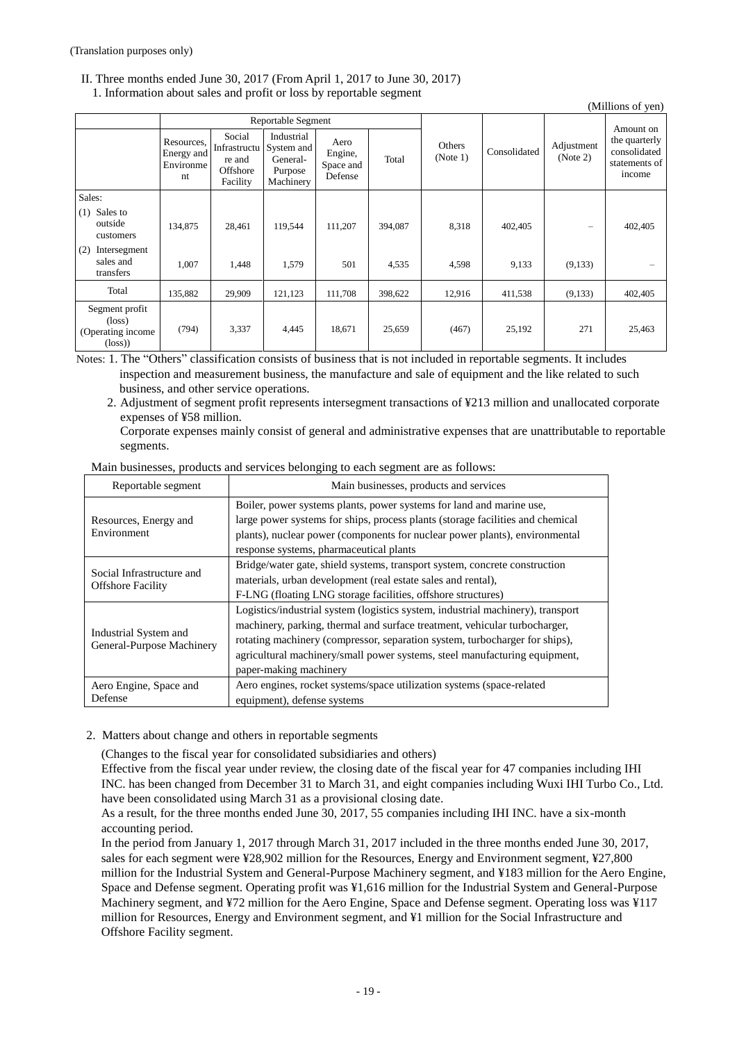(Translation purposes only)

II. Three months ended June 30, 2017 (From April 1, 2017 to June 30, 2017)

1. Information about sales and profit or loss by reportable segment

(Millions of yen)

| | Reportable Segment | | | | | Others (Note 1) | Consolidated | Adjustment (Note 2) | Amount on the quarterly consolidated statements of income |
|---|---|---|---|---|---|---|---|---|---|
| | Resources, Energy and Environment | Social Infrastructure and Offshore Facility | Industrial System and General-Purpose Machinery | Aero Engine, Space and Defense | Total | | | | |
| Sales: | | | | | | | | | |
| (1) Sales to outside customers | 134,875 | 28,461 | 119,544 | 111,207 | 394,087 | 8,318 | 402,405 | – | 402,405 |
| (2) Intersegment sales and transfers | 1,007 | 1,448 | 1,579 | 501 | 4,535 | 4,598 | 9,133 | (9,133) | – |
| Total | 135,882 | 29,909 | 121,123 | 111,708 | 398,622 | 12,916 | 411,538 | (9,133) | 402,405 |
| Segment profit (loss) (Operating income (loss)) | (794) | 3,337 | 4,445 | 18,671 | 25,659 | (467) | 25,192 | 271 | 25,463 |

Notes: 1. The "Others" classification consists of business that is not included in reportable segments. It includes inspection and measurement business, the manufacture and sale of equipment and the like related to such business, and other service operations.

2. Adjustment of segment profit represents intersegment transactions of ¥213 million and unallocated corporate expenses of ¥58 million.
Corporate expenses mainly consist of general and administrative expenses that are unattributable to reportable segments.

Main businesses, products and services belonging to each segment are as follows:

| Reportable segment | Main businesses, products and services |
|---|---|
| Resources, Energy and Environment | Boiler, power systems plants, power systems for land and marine use, large power systems for ships, process plants (storage facilities and chemical plants), nuclear power (components for nuclear power plants), environmental response systems, pharmaceutical plants |
| Social Infrastructure and Offshore Facility | Bridge/water gate, shield systems, transport system, concrete construction materials, urban development (real estate sales and rental), F-LNG (floating LNG storage facilities, offshore structures) |
| Industrial System and General-Purpose Machinery | Logistics/industrial system (logistics system, industrial machinery), transport machinery, parking, thermal and surface treatment, vehicular turbocharger, rotating machinery (compressor, separation system, turbocharger for ships), agricultural machinery/small power systems, steel manufacturing equipment, paper-making machinery |
| Aero Engine, Space and Defense | Aero engines, rocket systems/space utilization systems (space-related equipment), defense systems |

2. Matters about change and others in reportable segments

(Changes to the fiscal year for consolidated subsidiaries and others)

Effective from the fiscal year under review, the closing date of the fiscal year for 47 companies including IHI INC. has been changed from December 31 to March 31, and eight companies including Wuxi IHI Turbo Co., Ltd. have been consolidated using March 31 as a provisional closing date.

As a result, for the three months ended June 30, 2017, 55 companies including IHI INC. have a six-month accounting period.

In the period from January 1, 2017 through March 31, 2017 included in the three months ended June 30, 2017, sales for each segment were ¥28,902 million for the Resources, Energy and Environment segment, ¥27,800 million for the Industrial System and General-Purpose Machinery segment, and ¥183 million for the Aero Engine, Space and Defense segment. Operating profit was ¥1,616 million for the Industrial System and General-Purpose Machinery segment, and ¥72 million for the Aero Engine, Space and Defense segment. Operating loss was ¥117 million for Resources, Energy and Environment segment, and ¥1 million for the Social Infrastructure and Offshore Facility segment.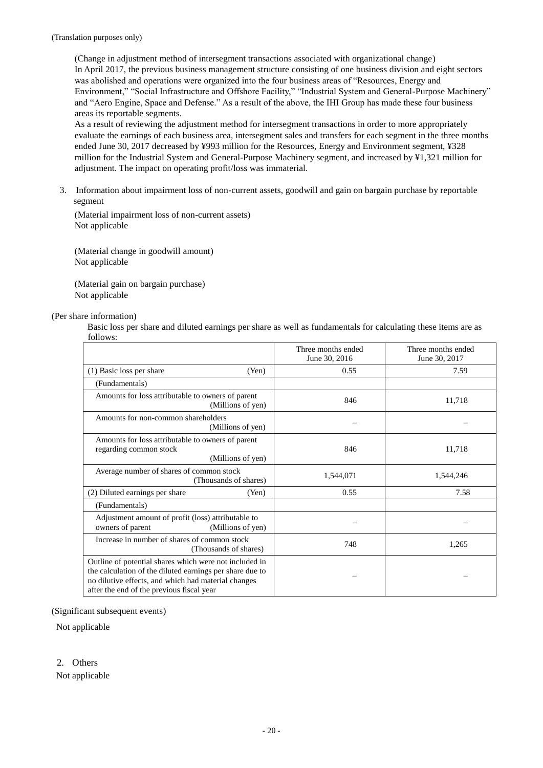(Translation purposes only)

(Change in adjustment method of intersegment transactions associated with organizational change)

In April 2017, the previous business management structure consisting of one business division and eight sectors was abolished and operations were organized into the four business areas of "Resources, Energy and Environment," "Social Infrastructure and Offshore Facility," "Industrial System and General-Purpose Machinery" and "Aero Engine, Space and Defense." As a result of the above, the IHI Group has made these four business areas its reportable segments.

As a result of reviewing the adjustment method for intersegment transactions in order to more appropriately evaluate the earnings of each business area, intersegment sales and transfers for each segment in the three months ended June 30, 2017 decreased by ¥993 million for the Resources, Energy and Environment segment, ¥328 million for the Industrial System and General-Purpose Machinery segment, and increased by ¥1,321 million for adjustment. The impact on operating profit/loss was immaterial.

3. Information about impairment loss of non-current assets, goodwill and gain on bargain purchase by reportable segment

(Material impairment loss of non-current assets)
Not applicable

(Material change in goodwill amount)
Not applicable

(Material gain on bargain purchase)
Not applicable

(Per share information)

Basic loss per share and diluted earnings per share as well as fundamentals for calculating these items are as follows:

| | Three months ended June 30, 2016 | Three months ended June 30, 2017 |
|---|---|---|
| (1) Basic loss per share (Yen) | 0.55 | 7.59 |
| (Fundamentals) | | |
| Amounts for loss attributable to owners of parent (Millions of yen) | 846 | 11,718 |
| Amounts for non-common shareholders (Millions of yen) | – | – |
| Amounts for loss attributable to owners of parent regarding common stock (Millions of yen) | 846 | 11,718 |
| Average number of shares of common stock (Thousands of shares) | 1,544,071 | 1,544,246 |
| (2) Diluted earnings per share (Yen) | 0.55 | 7.58 |
| (Fundamentals) | | |
| Adjustment amount of profit (loss) attributable to owners of parent (Millions of yen) | – | – |
| Increase in number of shares of common stock (Thousands of shares) | 748 | 1,265 |
| Outline of potential shares which were not included in the calculation of the diluted earnings per share due to no dilutive effects, and which had material changes after the end of the previous fiscal year | – | – |

(Significant subsequent events)

Not applicable

2. Others

Not applicable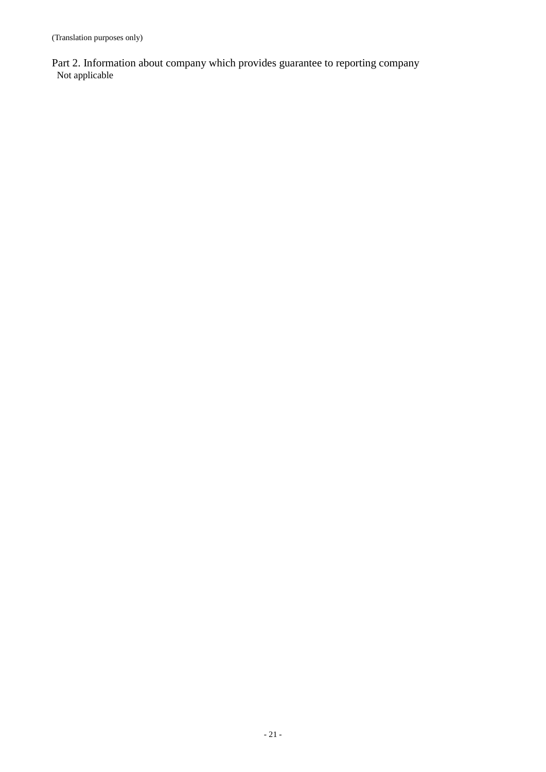(Translation purposes only)

## Part 2. Information about company which provides guarantee to reporting company

Not applicable